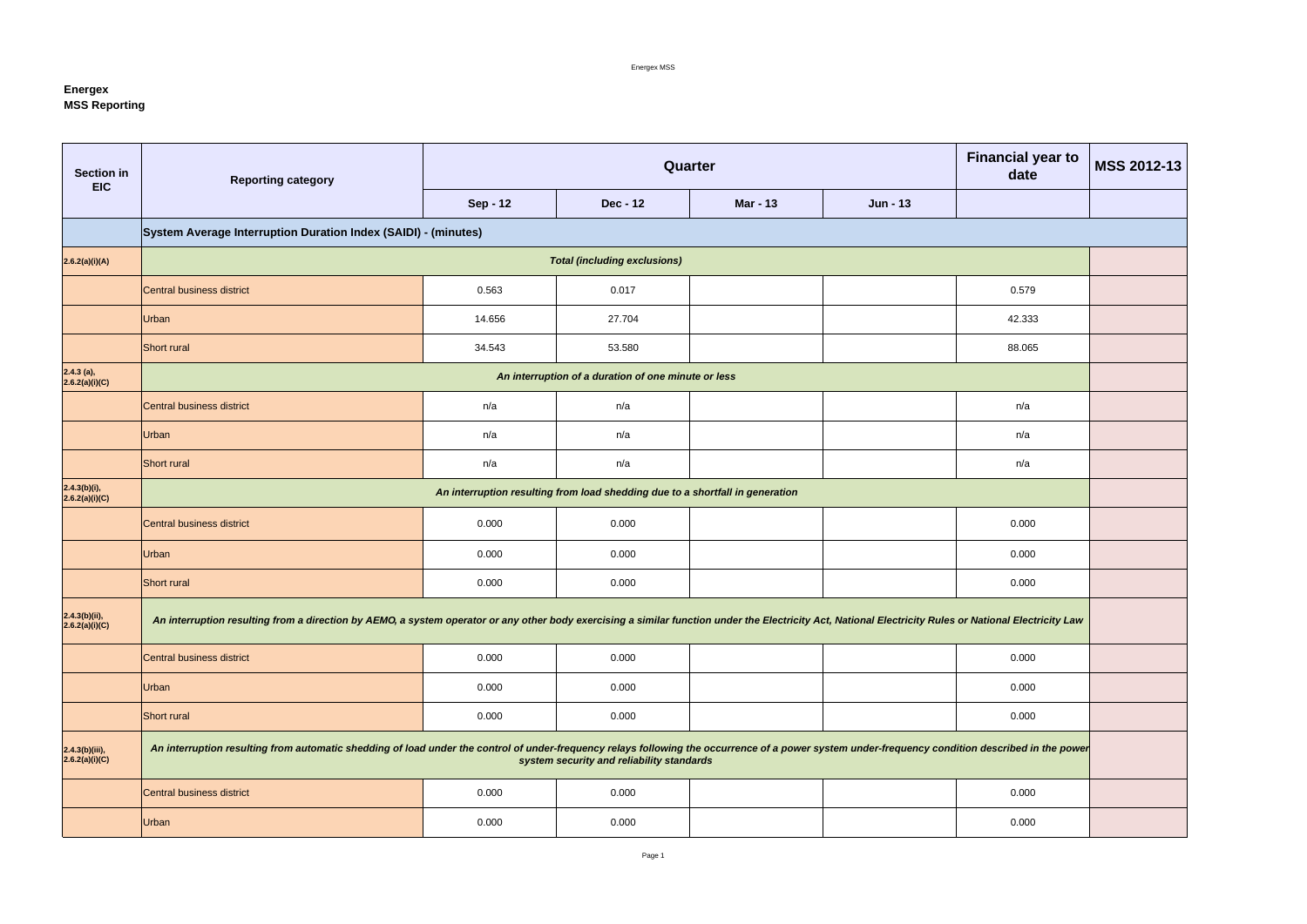**Energex**
**MSS Reporting**

| Section in EIC | Reporting category | Quarter | | | | Financial year to date | MSS 2012-13 |
|---|---|---|---|---|---|---|---|
| | | Sep - 12 | Dec - 12 | Mar - 13 | Jun - 13 | | |
| | **System Average Interruption Duration Index (SAIDI) - (minutes)** | | | | | | |
| 2.6.2(a)(i)(A) | ***Total (including exclusions)*** | | | | | | |
| | Central business district | 0.563 | 0.017 | | | 0.579 | |
| | Urban | 14.656 | 27.704 | | | 42.333 | |
| | Short rural | 34.543 | 53.580 | | | 88.065 | |
| 2.4.3 (a), 2.6.2(a)(i)(C) | ***An interruption of a duration of one minute or less*** | | | | | | |
| | Central business district | n/a | n/a | | | n/a | |
| | Urban | n/a | n/a | | | n/a | |
| | Short rural | n/a | n/a | | | n/a | |
| 2.4.3(b)(i), 2.6.2(a)(i)(C) | ***An interruption resulting from load shedding due to a shortfall in generation*** | | | | | | |
| | Central business district | 0.000 | 0.000 | | | 0.000 | |
| | Urban | 0.000 | 0.000 | | | 0.000 | |
| | Short rural | 0.000 | 0.000 | | | 0.000 | |
| 2.4.3(b)(ii), 2.6.2(a)(i)(C) | ***An interruption resulting from a direction by AEMO, a system operator or any other body exercising a similar function under the Electricity Act, National Electricity Rules or National Electricity Law*** | | | | | | |
| | Central business district | 0.000 | 0.000 | | | 0.000 | |
| | Urban | 0.000 | 0.000 | | | 0.000 | |
| | Short rural | 0.000 | 0.000 | | | 0.000 | |
| 2.4.3(b)(iii), 2.6.2(a)(i)(C) | ***An interruption resulting from automatic shedding of load under the control of under-frequency relays following the occurrence of a power system under-frequency condition described in the power system security and reliability standards*** | | | | | | |
| | Central business district | 0.000 | 0.000 | | | 0.000 | |
| | Urban | 0.000 | 0.000 | | | 0.000 | |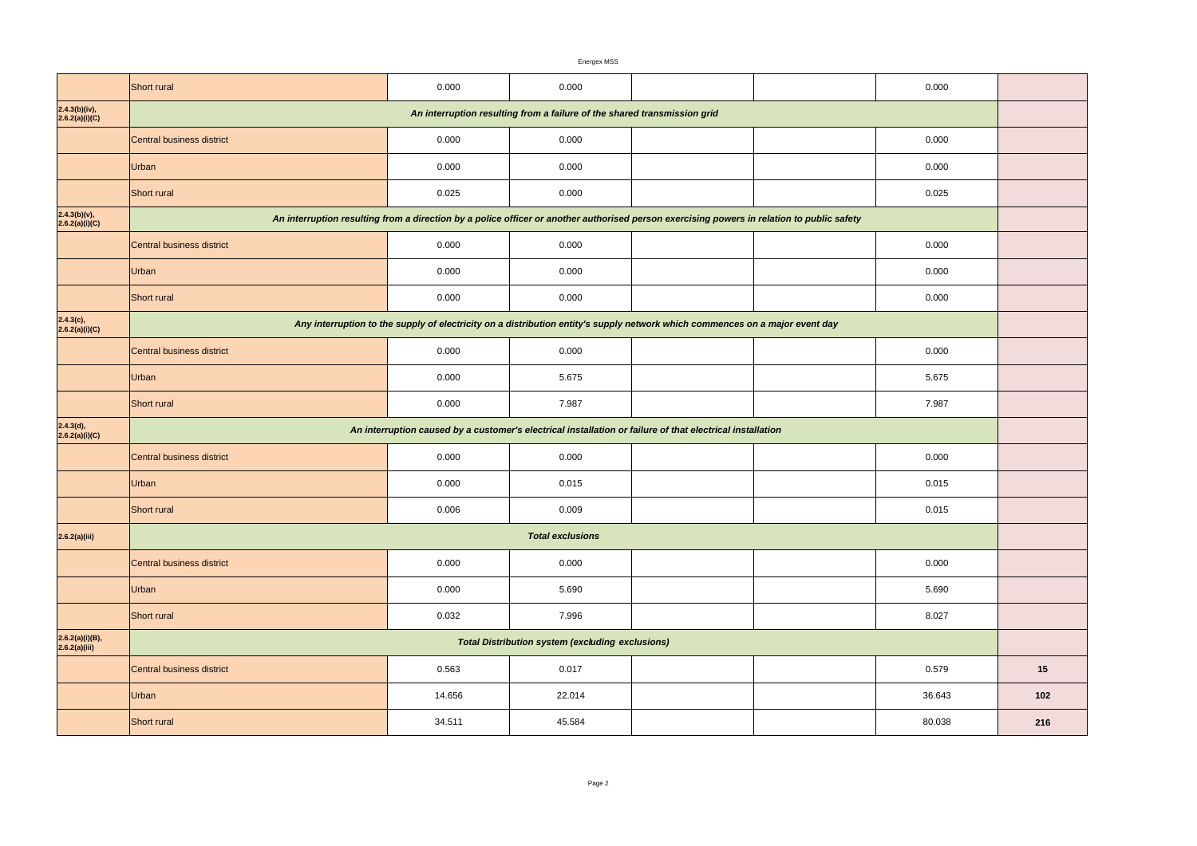| | | | | | | | |
|---|---|---|---|---|---|---|---|
| | Short rural | 0.000 | 0.000 | | | 0.000 | |
| 2.4.3(b)(iv), 2.6.2(a)(i)(C) | ***An interruption resulting from a failure of the shared transmission grid*** | | | | | | |
| | Central business district | 0.000 | 0.000 | | | 0.000 | |
| | Urban | 0.000 | 0.000 | | | 0.000 | |
| | Short rural | 0.025 | 0.000 | | | 0.025 | |
| 2.4.3(b)(v), 2.6.2(a)(i)(C) | ***An interruption resulting from a direction by a police officer or another authorised person exercising powers in relation to public safety*** | | | | | | |
| | Central business district | 0.000 | 0.000 | | | 0.000 | |
| | Urban | 0.000 | 0.000 | | | 0.000 | |
| | Short rural | 0.000 | 0.000 | | | 0.000 | |
| 2.4.3(c), 2.6.2(a)(i)(C) | ***Any interruption to the supply of electricity on a distribution entity's supply network which commences on a major event day*** | | | | | | |
| | Central business district | 0.000 | 0.000 | | | 0.000 | |
| | Urban | 0.000 | 5.675 | | | 5.675 | |
| | Short rural | 0.000 | 7.987 | | | 7.987 | |
| 2.4.3(d), 2.6.2(a)(i)(C) | ***An interruption caused by a customer's electrical installation or failure of that electrical installation*** | | | | | | |
| | Central business district | 0.000 | 0.000 | | | 0.000 | |
| | Urban | 0.000 | 0.015 | | | 0.015 | |
| | Short rural | 0.006 | 0.009 | | | 0.015 | |
| 2.6.2(a)(iii) | ***Total exclusions*** | | | | | | |
| | Central business district | 0.000 | 0.000 | | | 0.000 | |
| | Urban | 0.000 | 5.690 | | | 5.690 | |
| | Short rural | 0.032 | 7.996 | | | 8.027 | |
| 2.6.2(a)(i)(B), 2.6.2(a)(iii) | ***Total Distribution system (excluding exclusions)*** | | | | | | |
| | Central business district | 0.563 | 0.017 | | | 0.579 | **15** |
| | Urban | 14.656 | 22.014 | | | 36.643 | **102** |
| | Short rural | 34.511 | 45.584 | | | 80.038 | **216** |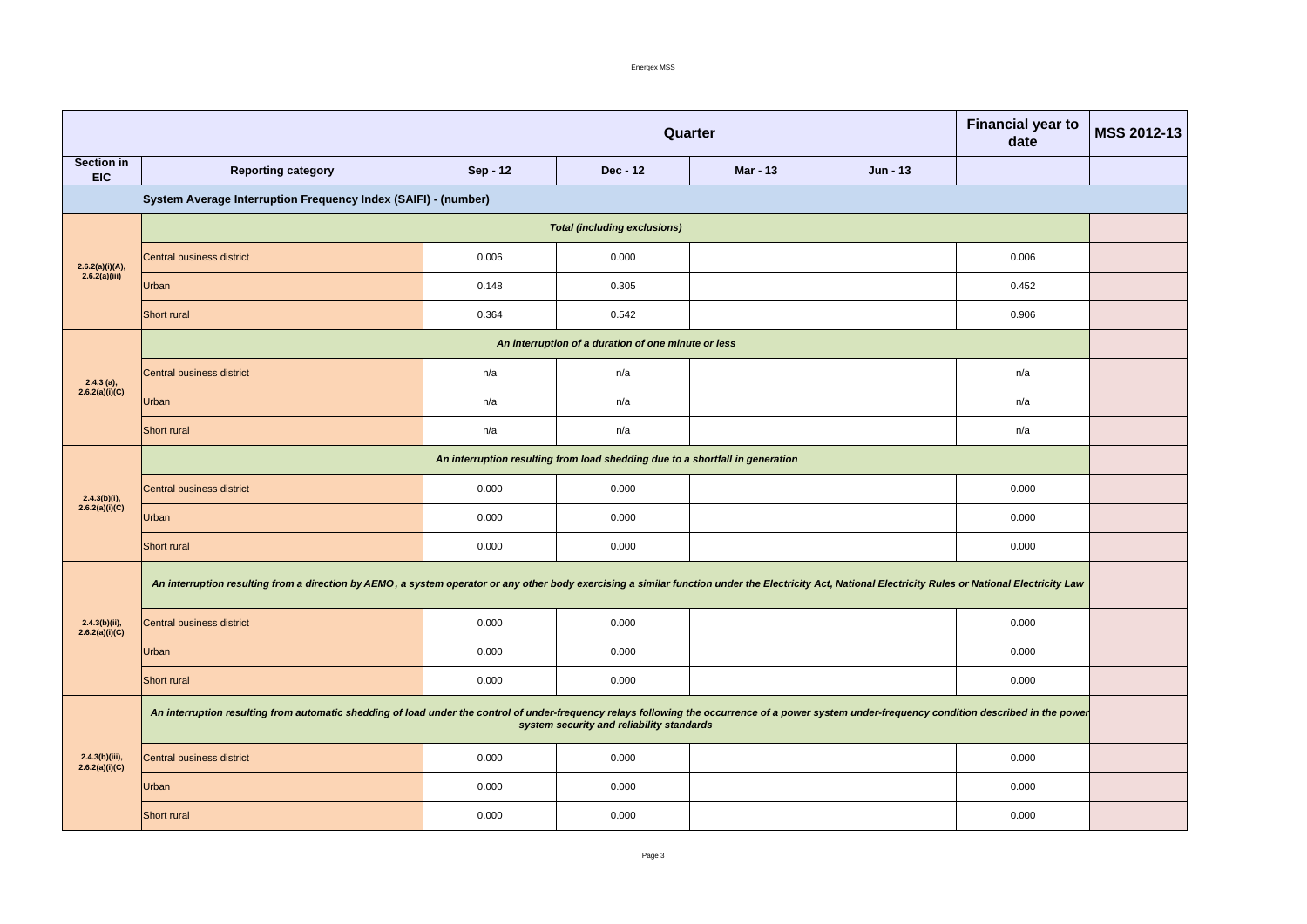| | | Quarter | | | | Financial year to date | MSS 2012-13 |
|---|---|---|---|---|---|---|---|
| **Section in EIC** | **Reporting category** | **Sep - 12** | **Dec - 12** | **Mar - 13** | **Jun - 13** | | |
| | **System Average Interruption Frequency Index (SAIFI) - (number)** | | | | | | |
| 2.6.2(a)(i)(A), 2.6.2(a)(iii) | ***Total (including exclusions)*** | | | | | | |
| | Central business district | 0.006 | 0.000 | | | 0.006 | |
| | Urban | 0.148 | 0.305 | | | 0.452 | |
| | Short rural | 0.364 | 0.542 | | | 0.906 | |
| 2.4.3 (a), 2.6.2(a)(i)(C) | ***An interruption of a duration of one minute or less*** | | | | | | |
| | Central business district | n/a | n/a | | | n/a | |
| | Urban | n/a | n/a | | | n/a | |
| | Short rural | n/a | n/a | | | n/a | |
| 2.4.3(b)(i), 2.6.2(a)(i)(C) | ***An interruption resulting from load shedding due to a shortfall in generation*** | | | | | | |
| | Central business district | 0.000 | 0.000 | | | 0.000 | |
| | Urban | 0.000 | 0.000 | | | 0.000 | |
| | Short rural | 0.000 | 0.000 | | | 0.000 | |
| 2.4.3(b)(ii), 2.6.2(a)(i)(C) | ***An interruption resulting from a direction by AEMO, a system operator or any other body exercising a similar function under the Electricity Act, National Electricity Rules or National Electricity Law*** | | | | | | |
| | Central business district | 0.000 | 0.000 | | | 0.000 | |
| | Urban | 0.000 | 0.000 | | | 0.000 | |
| | Short rural | 0.000 | 0.000 | | | 0.000 | |
| 2.4.3(b)(iii), 2.6.2(a)(i)(C) | ***An interruption resulting from automatic shedding of load under the control of under-frequency relays following the occurrence of a power system under-frequency condition described in the power system security and reliability standards*** | | | | | | |
| | Central business district | 0.000 | 0.000 | | | 0.000 | |
| | Urban | 0.000 | 0.000 | | | 0.000 | |
| | Short rural | 0.000 | 0.000 | | | 0.000 | |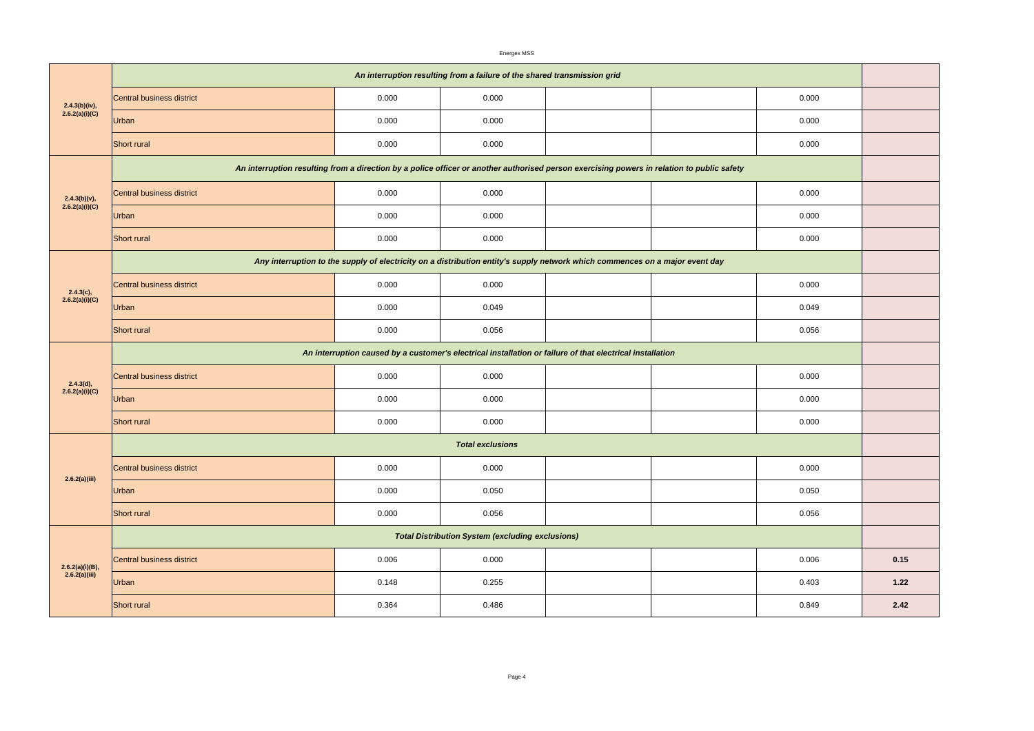| | | | | | | | |
|---|---|---|---|---|---|---|---|
| 2.4.3(b)(iv), 2.6.2(a)(i)(C) | ***An interruption resulting from a failure of the shared transmission grid*** | | | | | | |
| | Central business district | 0.000 | 0.000 | | | 0.000 | |
| | Urban | 0.000 | 0.000 | | | 0.000 | |
| | Short rural | 0.000 | 0.000 | | | 0.000 | |
| 2.4.3(b)(v), 2.6.2(a)(i)(C) | ***An interruption resulting from a direction by a police officer or another authorised person exercising powers in relation to public safety*** | | | | | | |
| | Central business district | 0.000 | 0.000 | | | 0.000 | |
| | Urban | 0.000 | 0.000 | | | 0.000 | |
| | Short rural | 0.000 | 0.000 | | | 0.000 | |
| 2.4.3(c), 2.6.2(a)(i)(C) | ***Any interruption to the supply of electricity on a distribution entity's supply network which commences on a major event day*** | | | | | | |
| | Central business district | 0.000 | 0.000 | | | 0.000 | |
| | Urban | 0.000 | 0.049 | | | 0.049 | |
| | Short rural | 0.000 | 0.056 | | | 0.056 | |
| 2.4.3(d), 2.6.2(a)(i)(C) | ***An interruption caused by a customer's electrical installation or failure of that electrical installation*** | | | | | | |
| | Central business district | 0.000 | 0.000 | | | 0.000 | |
| | Urban | 0.000 | 0.000 | | | 0.000 | |
| | Short rural | 0.000 | 0.000 | | | 0.000 | |
| 2.6.2(a)(iii) | ***Total exclusions*** | | | | | | |
| | Central business district | 0.000 | 0.000 | | | 0.000 | |
| | Urban | 0.000 | 0.050 | | | 0.050 | |
| | Short rural | 0.000 | 0.056 | | | 0.056 | |
| 2.6.2(a)(i)(B), 2.6.2(a)(iii) | ***Total Distribution System (excluding exclusions)*** | | | | | | |
| | Central business district | 0.006 | 0.000 | | | 0.006 | **0.15** |
| | Urban | 0.148 | 0.255 | | | 0.403 | **1.22** |
| | Short rural | 0.364 | 0.486 | | | 0.849 | **2.42** |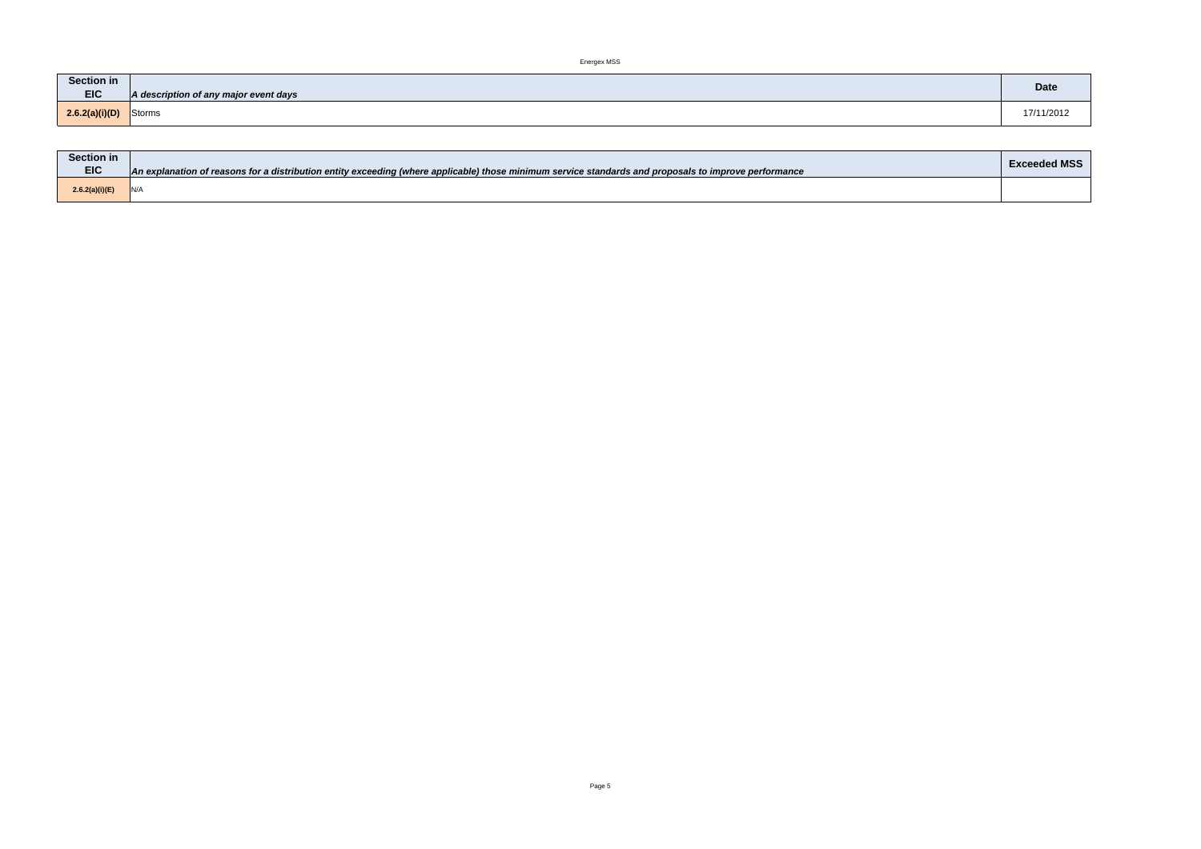| Section in EIC | *A description of any major event days* | Date |
| --- | --- | --- |
| **2.6.2(a)(i)(D)** | Storms | 17/11/2012 |

| Section in EIC | *An explanation of reasons for a distribution entity exceeding (where applicable) those minimum service standards and proposals to improve performance* | Exceeded MSS |
| --- | --- | --- |
| **2.6.2(a)(i)(E)** | N/A | |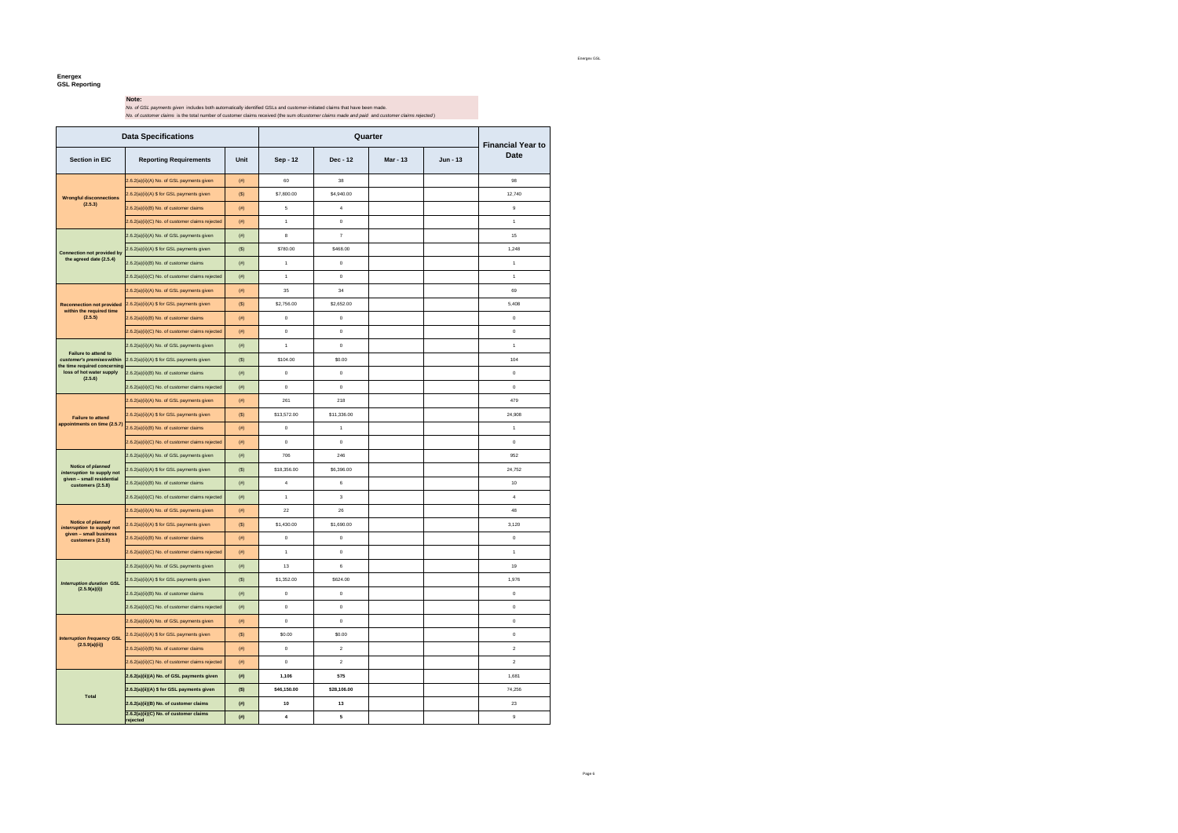**Energex**
**GSL Reporting**

**Note:**

*No. of GSL payments given* includes both automatically identified GSLs and customer-initiated claims that have been made.

*No. of customer claims* is the total number of customer claims received (the sum of *customer claims made and paid* and *customer claims rejected*)

| Data Specifications | | | Quarter | | | | Financial Year to Date |
|---|---|---|---|---|---|---|---|
| Section in EIC | Reporting Requirements | Unit | Sep - 12 | Dec - 12 | Mar - 13 | Jun - 13 | |
| Wrongful disconnections (2.5.3) | 2.6.2(a)(ii)(A) No. of GSL payments given | (#) | 60 | 38 | | | 98 |
| | 2.6.2(a)(ii)(A) $ for GSL payments given | ($) | $7,800.00 | $4,940.00 | | | 12,740 |
| | 2.6.2(a)(ii)(B) No. of customer claims | (#) | 5 | 4 | | | 9 |
| | 2.6.2(a)(ii)(C) No. of customer claims rejected | (#) | 1 | 0 | | | 1 |
| Connection not provided by the agreed date (2.5.4) | 2.6.2(a)(ii)(A) No. of GSL payments given | (#) | 8 | 7 | | | 15 |
| | 2.6.2(a)(ii)(A) $ for GSL payments given | ($) | $780.00 | $468.00 | | | 1,248 |
| | 2.6.2(a)(ii)(B) No. of customer claims | (#) | 1 | 0 | | | 1 |
| | 2.6.2(a)(ii)(C) No. of customer claims rejected | (#) | 1 | 0 | | | 1 |
| Reconnection not provided within the required time (2.5.5) | 2.6.2(a)(ii)(A) No. of GSL payments given | (#) | 35 | 34 | | | 69 |
| | 2.6.2(a)(ii)(A) $ for GSL payments given | ($) | $2,756.00 | $2,652.00 | | | 5,408 |
| | 2.6.2(a)(ii)(B) No. of customer claims | (#) | 0 | 0 | | | 0 |
| | 2.6.2(a)(ii)(C) No. of customer claims rejected | (#) | 0 | 0 | | | 0 |
| Failure to attend to *customer's premises* within the time required concerning loss of hot water supply (2.5.6) | 2.6.2(a)(ii)(A) No. of GSL payments given | (#) | 1 | 0 | | | 1 |
| | 2.6.2(a)(ii)(A) $ for GSL payments given | ($) | $104.00 | $0.00 | | | 104 |
| | 2.6.2(a)(ii)(B) No. of customer claims | (#) | 0 | 0 | | | 0 |
| | 2.6.2(a)(ii)(C) No. of customer claims rejected | (#) | 0 | 0 | | | 0 |
| Failure to attend appointments on time (2.5.7) | 2.6.2(a)(ii)(A) No. of GSL payments given | (#) | 261 | 218 | | | 479 |
| | 2.6.2(a)(ii)(A) $ for GSL payments given | ($) | $13,572.00 | $11,336.00 | | | 24,908 |
| | 2.6.2(a)(ii)(B) No. of customer claims | (#) | 0 | 1 | | | 1 |
| | 2.6.2(a)(ii)(C) No. of customer claims rejected | (#) | 0 | 0 | | | 0 |
| Notice of *planned interruption* to supply not given – small residential customers (2.5.8) | 2.6.2(a)(ii)(A) No. of GSL payments given | (#) | 706 | 246 | | | 952 |
| | 2.6.2(a)(ii)(A) $ for GSL payments given | ($) | $18,356.00 | $6,396.00 | | | 24,752 |
| | 2.6.2(a)(ii)(B) No. of customer claims | (#) | 4 | 6 | | | 10 |
| | 2.6.2(a)(ii)(C) No. of customer claims rejected | (#) | 1 | 3 | | | 4 |
| Notice of *planned interruption* to supply not given – small business customers (2.5.8) | 2.6.2(a)(ii)(A) No. of GSL payments given | (#) | 22 | 26 | | | 48 |
| | 2.6.2(a)(ii)(A) $ for GSL payments given | ($) | $1,430.00 | $1,690.00 | | | 3,120 |
| | 2.6.2(a)(ii)(B) No. of customer claims | (#) | 0 | 0 | | | 0 |
| | 2.6.2(a)(ii)(C) No. of customer claims rejected | (#) | 1 | 0 | | | 1 |
| *Interruption duration* GSL (2.5.9(a)(i)) | 2.6.2(a)(ii)(A) No. of GSL payments given | (#) | 13 | 6 | | | 19 |
| | 2.6.2(a)(ii)(A) $ for GSL payments given | ($) | $1,352.00 | $624.00 | | | 1,976 |
| | 2.6.2(a)(ii)(B) No. of customer claims | (#) | 0 | 0 | | | 0 |
| | 2.6.2(a)(ii)(C) No. of customer claims rejected | (#) | 0 | 0 | | | 0 |
| *Interruption frequency* GSL (2.5.9(a)(ii)) | 2.6.2(a)(ii)(A) No. of GSL payments given | (#) | 0 | 0 | | | 0 |
| | 2.6.2(a)(ii)(A) $ for GSL payments given | ($) | $0.00 | $0.00 | | | 0 |
| | 2.6.2(a)(ii)(B) No. of customer claims | (#) | 0 | 2 | | | 2 |
| | 2.6.2(a)(ii)(C) No. of customer claims rejected | (#) | 0 | 2 | | | 2 |
| **Total** | **2.6.2(a)(ii)(A) No. of GSL payments given** | **(#)** | **1,106** | **575** | | | 1,681 |
| | **2.6.2(a)(ii)(A) $ for GSL payments given** | **($)** | **$46,150.00** | **$28,106.00** | | | 74,256 |
| | **2.6.2(a)(ii)(B) No. of customer claims** | **(#)** | **10** | **13** | | | 23 |
| | **2.6.2(a)(ii)(C) No. of customer claims rejected** | **(#)** | **4** | **5** | | | 9 |